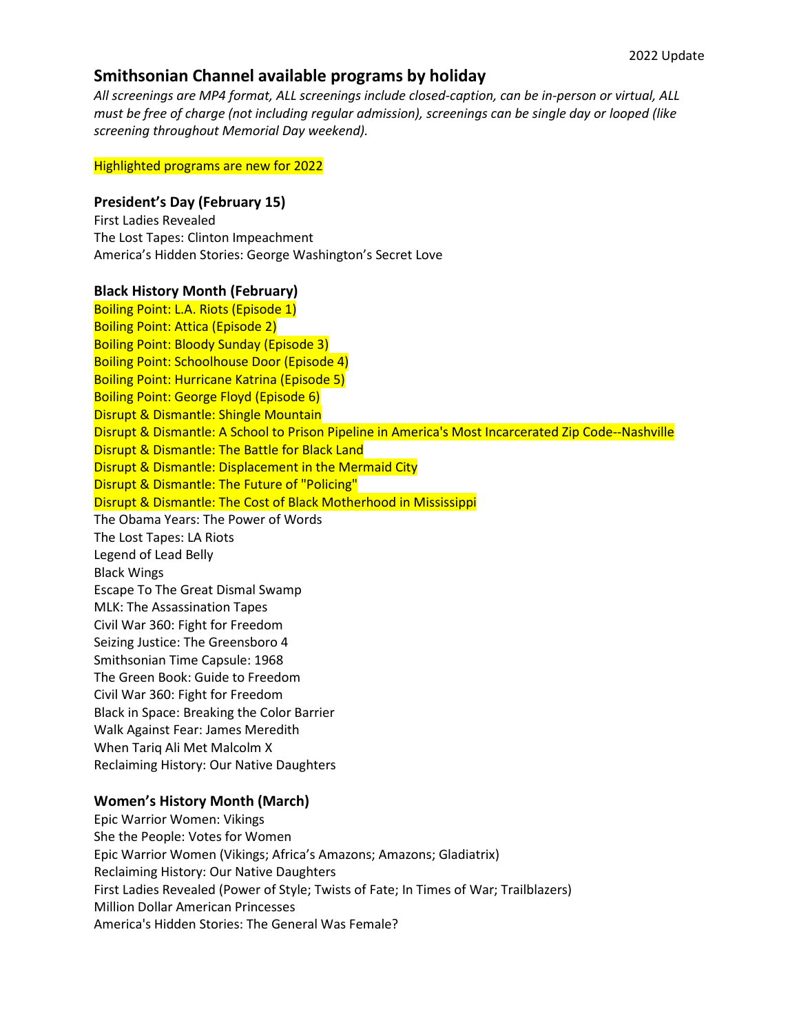2022 Update

## Smithsonian Channel available programs by holiday

*All screenings are MP4 format, ALL screenings include closed-caption, can be in-person or virtual, ALL must be free of charge (not including regular admission), screenings can be single day or looped (like screening throughout Memorial Day weekend).*

Highlighted programs are new for 2022

### President's Day (February 15)

First Ladies Revealed
The Lost Tapes: Clinton Impeachment
America's Hidden Stories: George Washington's Secret Love

### Black History Month (February)

Boiling Point: L.A. Riots (Episode 1)
Boiling Point: Attica (Episode 2)
Boiling Point: Bloody Sunday (Episode 3)
Boiling Point: Schoolhouse Door (Episode 4)
Boiling Point: Hurricane Katrina (Episode 5)
Boiling Point: George Floyd (Episode 6)
Disrupt & Dismantle: Shingle Mountain
Disrupt & Dismantle: A School to Prison Pipeline in America's Most Incarcerated Zip Code--Nashville
Disrupt & Dismantle: The Battle for Black Land
Disrupt & Dismantle: Displacement in the Mermaid City
Disrupt & Dismantle: The Future of "Policing"
Disrupt & Dismantle: The Cost of Black Motherhood in Mississippi
The Obama Years: The Power of Words
The Lost Tapes: LA Riots
Legend of Lead Belly
Black Wings
Escape To The Great Dismal Swamp
MLK: The Assassination Tapes
Civil War 360: Fight for Freedom
Seizing Justice: The Greensboro 4
Smithsonian Time Capsule: 1968
The Green Book: Guide to Freedom
Civil War 360: Fight for Freedom
Black in Space: Breaking the Color Barrier
Walk Against Fear: James Meredith
When Tariq Ali Met Malcolm X
Reclaiming History: Our Native Daughters

### Women's History Month (March)

Epic Warrior Women: Vikings
She the People: Votes for Women
Epic Warrior Women (Vikings; Africa's Amazons; Amazons; Gladiatrix)
Reclaiming History: Our Native Daughters
First Ladies Revealed (Power of Style; Twists of Fate; In Times of War; Trailblazers)
Million Dollar American Princesses
America's Hidden Stories: The General Was Female?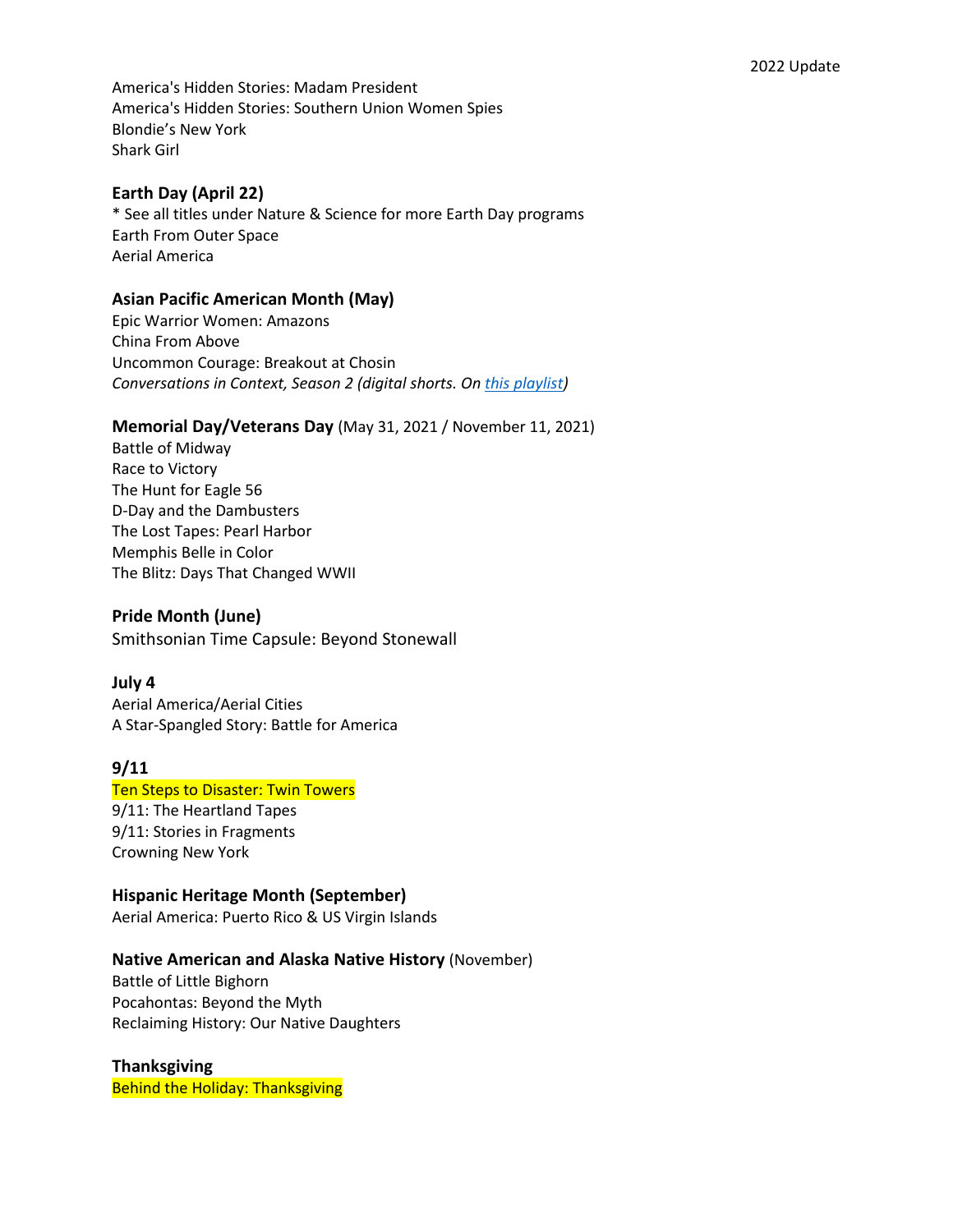America's Hidden Stories: Madam President
America's Hidden Stories: Southern Union Women Spies
Blondie's New York
Shark Girl

**Earth Day (April 22)**
* See all titles under Nature & Science for more Earth Day programs
Earth From Outer Space
Aerial America

**Asian Pacific American Month (May)**
Epic Warrior Women: Amazons
China From Above
Uncommon Courage: Breakout at Chosin
*Conversations in Context, Season 2 (digital shorts. On [this playlist](#))*

**Memorial Day/Veterans Day** (May 31, 2021 / November 11, 2021)
Battle of Midway
Race to Victory
The Hunt for Eagle 56
D-Day and the Dambusters
The Lost Tapes: Pearl Harbor
Memphis Belle in Color
The Blitz: Days That Changed WWII

**Pride Month (June)**
Smithsonian Time Capsule: Beyond Stonewall

**July 4**
Aerial America/Aerial Cities
A Star-Spangled Story: Battle for America

**9/11**
Ten Steps to Disaster: Twin Towers
9/11: The Heartland Tapes
9/11: Stories in Fragments
Crowning New York

**Hispanic Heritage Month (September)**
Aerial America: Puerto Rico & US Virgin Islands

**Native American and Alaska Native History** (November)
Battle of Little Bighorn
Pocahontas: Beyond the Myth
Reclaiming History: Our Native Daughters

**Thanksgiving**
Behind the Holiday: Thanksgiving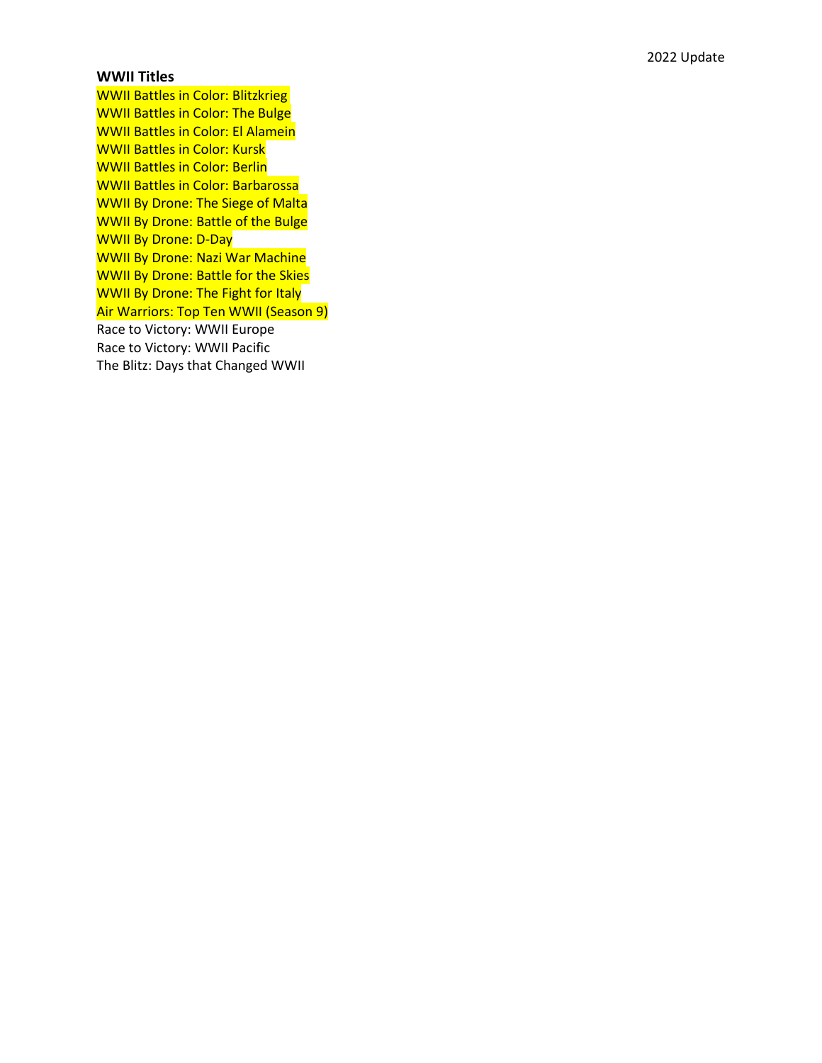**WWII Titles**

WWII Battles in Color: Blitzkrieg
WWII Battles in Color: The Bulge
WWII Battles in Color: El Alamein
WWII Battles in Color: Kursk
WWII Battles in Color: Berlin
WWII Battles in Color: Barbarossa
WWII By Drone: The Siege of Malta
WWII By Drone: Battle of the Bulge
WWII By Drone: D-Day
WWII By Drone: Nazi War Machine
WWII By Drone: Battle for the Skies
WWII By Drone: The Fight for Italy
Air Warriors: Top Ten WWII (Season 9)
Race to Victory: WWII Europe
Race to Victory: WWII Pacific
The Blitz: Days that Changed WWII